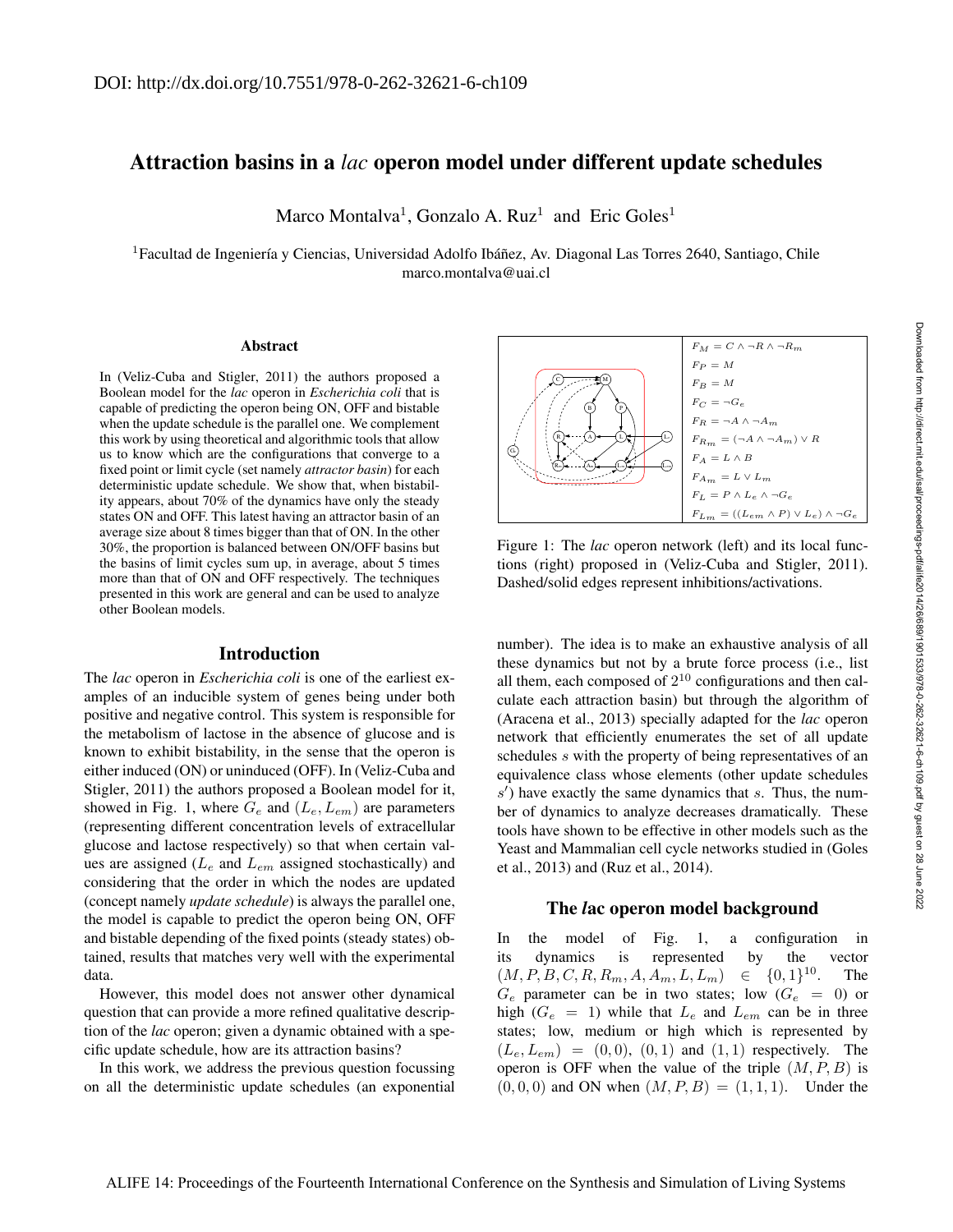DOI: http://dx.doi.org/10.7551/978-0-262-32621-6-ch109

# Attraction basins in a *lac* operon model under different update schedules

Marco Montalva[1], Gonzalo A. Ruz[1] and Eric Goles[1]

[1]Facultad de Ingeniería y Ciencias, Universidad Adolfo Ibáñez, Av. Diagonal Las Torres 2640, Santiago, Chile
marco.montalva@uai.cl

### Abstract

In (Veliz-Cuba and Stigler, 2011) the authors proposed a Boolean model for the *lac* operon in *Escherichia coli* that is capable of predicting the operon being ON, OFF and bistable when the update schedule is the parallel one. We complement this work by using theoretical and algorithmic tools that allow us to know which are the configurations that converge to a fixed point or limit cycle (set namely *attractor basin*) for each deterministic update schedule. We show that, when bistability appears, about 70% of the dynamics have only the steady states ON and OFF. This latest having an attractor basin of an average size about 8 times bigger than that of ON. In the other 30%, the proportion is balanced between ON/OFF basins but the basins of limit cycles sum up, in average, about 5 times more than that of ON and OFF respectively. The techniques presented in this work are general and can be used to analyze other Boolean models.

## Introduction

The *lac* operon in *Escherichia coli* is one of the earliest examples of an inducible system of genes being under both positive and negative control. This system is responsible for the metabolism of lactose in the absence of glucose and is known to exhibit bistability, in the sense that the operon is either induced (ON) or uninduced (OFF). In (Veliz-Cuba and Stigler, 2011) the authors proposed a Boolean model for it, showed in Fig. 1, where $G_e$ and $(L_e, L_{em})$ are parameters (representing different concentration levels of extracellular glucose and lactose respectively) so that when certain values are assigned ($L_e$ and $L_{em}$ assigned stochastically) and considering that the order in which the nodes are updated (concept namely *update schedule*) is always the parallel one, the model is capable to predict the operon being ON, OFF and bistable depending of the fixed points (steady states) obtained, results that matches very well with the experimental data.

However, this model does not answer other dynamical question that can provide a more refined qualitative description of the *lac* operon; given a dynamic obtained with a specific update schedule, how are its attraction basins?

In this work, we address the previous question focussing on all the deterministic update schedules (an exponential number). The idea is to make an exhaustive analysis of all these dynamics but not by a brute force process (i.e., list all them, each composed of $2^{10}$ configurations and then calculate each attraction basin) but through the algorithm of (Aracena et al., 2013) specially adapted for the *lac* operon network that efficiently enumerates the set of all update schedules $s$ with the property of being representatives of an equivalence class whose elements (other update schedules $s'$) have exactly the same dynamics that $s$. Thus, the number of dynamics to analyze decreases dramatically. These tools have shown to be effective in other models such as the Yeast and Mammalian cell cycle networks studied in (Goles et al., 2013) and (Ruz et al., 2014).

$F_M = C \wedge \neg R \wedge \neg R_m$
$F_P = M$
$F_B = M$
$F_C = \neg G_e$
$F_R = \neg A \wedge \neg A_m$
$F_{R_m} = (\neg A \wedge \neg A_m) \vee R$
$F_A = L \wedge B$
$F_{A_m} = L \vee L_m$
$F_L = P \wedge L_e \wedge \neg G_e$
$F_{L_m} = ((L_{em} \wedge P) \vee L_e) \wedge \neg G_e$

Figure 1: The *lac* operon network (left) and its local functions (right) proposed in (Veliz-Cuba and Stigler, 2011). Dashed/solid edges represent inhibitions/activations.

## The *l*ac operon model background

In the model of Fig. 1, a configuration in its dynamics is represented by the vector $(M, P, B, C, R, R_m, A, A_m, L, L_m) \in \{0,1\}^{10}$. The $G_e$ parameter can be in two states; low ($G_e = 0$) or high ($G_e = 1$) while that $L_e$ and $L_{em}$ can be in three states; low, medium or high which is represented by $(L_e, L_{em}) = (0,0)$, $(0,1)$ and $(1,1)$ respectively. The operon is OFF when the value of the triple $(M, P, B)$ is $(0,0,0)$ and ON when $(M, P, B) = (1,1,1)$. Under the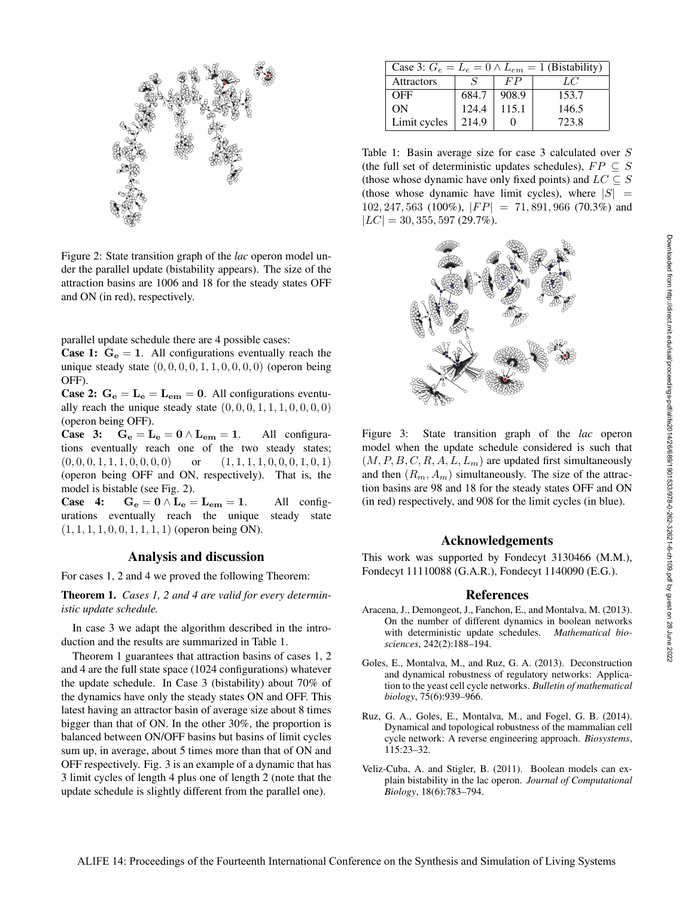Figure 2: State transition graph of the *lac* operon model under the parallel update (bistability appears). The size of the attraction basins are 1006 and 18 for the steady states OFF and ON (in red), respectively.

parallel update schedule there are 4 possible cases:

**Case 1:** $\mathbf{G_e = 1}$. All configurations eventually reach the unique steady state $(0,0,0,0,1,1,0,0,0,0)$ (operon being OFF).

**Case 2:** $\mathbf{G_e = L_e = L_{em} = 0}$. All configurations eventually reach the unique steady state $(0,0,0,1,1,1,0,0,0,0)$ (operon being OFF).

**Case 3:** $\mathbf{G_e = L_e = 0 \wedge L_{em} = 1}$. All configurations eventually reach one of the two steady states; $(0,0,0,1,1,1,0,0,0,0)$ or $(1,1,1,1,0,0,0,1,0,1)$ (operon being OFF and ON, respectively). That is, the model is bistable (see Fig. 2).

**Case 4:** $\mathbf{G_e = 0 \wedge L_e = L_{em} = 1}$. All configurations eventually reach the unique steady state $(1,1,1,1,0,0,1,1,1,1)$ (operon being ON).

## Analysis and discussion

For cases 1, 2 and 4 we proved the following Theorem:

**Theorem 1.** *Cases 1, 2 and 4 are valid for every deterministic update schedule.*

In case 3 we adapt the algorithm described in the introduction and the results are summarized in Table 1.

Theorem 1 guarantees that attraction basins of cases 1, 2 and 4 are the full state space (1024 configurations) whatever the update schedule. In Case 3 (bistability) about 70% of the dynamics have only the steady states ON and OFF. This latest having an attractor basin of average size about 8 times bigger than that of ON. In the other 30%, the proportion is balanced between ON/OFF basins but basins of limit cycles sum up, in average, about 5 times more than that of ON and OFF respectively. Fig. 3 is an example of a dynamic that has 3 limit cycles of length 4 plus one of length 2 (note that the update schedule is slightly different from the parallel one).

| Case 3: $G_e = L_e = 0 \wedge L_{em} = 1$ (Bistability) | | | |
|---|---|---|---|
| Attractors | $S$ | $FP$ | $LC$ |
| OFF | 684.7 | 908.9 | 153.7 |
| ON | 124.4 | 115.1 | 146.5 |
| Limit cycles | 214.9 | 0 | 723.8 |

Table 1: Basin average size for case 3 calculated over $S$ (the full set of deterministic updates schedules), $FP \subseteq S$ (those whose dynamic have only fixed points) and $LC \subseteq S$ (those whose dynamic have limit cycles), where $|S| = 102,247,563$ (100%), $|FP| = 71,891,966$ (70.3%) and $|LC| = 30,355,597$ (29.7%).

Figure 3: State transition graph of the *lac* operon model when the update schedule considered is such that $(M, P, B, C, R, A, L, L_m)$ are updated first simultaneously and then $(R_m, A_m)$ simultaneously. The size of the attraction basins are 98 and 18 for the steady states OFF and ON (in red) respectively, and 908 for the limit cycles (in blue).

## Acknowledgements

This work was supported by Fondecyt 3130466 (M.M.), Fondecyt 11110088 (G.A.R.), Fondecyt 1140090 (E.G.).

## References

Aracena, J., Demongeot, J., Fanchon, E., and Montalva, M. (2013). On the number of different dynamics in boolean networks with deterministic update schedules. *Mathematical biosciences*, 242(2):188–194.

Goles, E., Montalva, M., and Ruz, G. A. (2013). Deconstruction and dynamical robustness of regulatory networks: Application to the yeast cell cycle networks. *Bulletin of mathematical biology*, 75(6):939–966.

Ruz, G. A., Goles, E., Montalva, M., and Fogel, G. B. (2014). Dynamical and topological robustness of the mammalian cell cycle network: A reverse engineering approach. *Biosystems*, 115:23–32.

Veliz-Cuba, A. and Stigler, B. (2011). Boolean models can explain bistability in the lac operon. *Journal of Computational Biology*, 18(6):783–794.